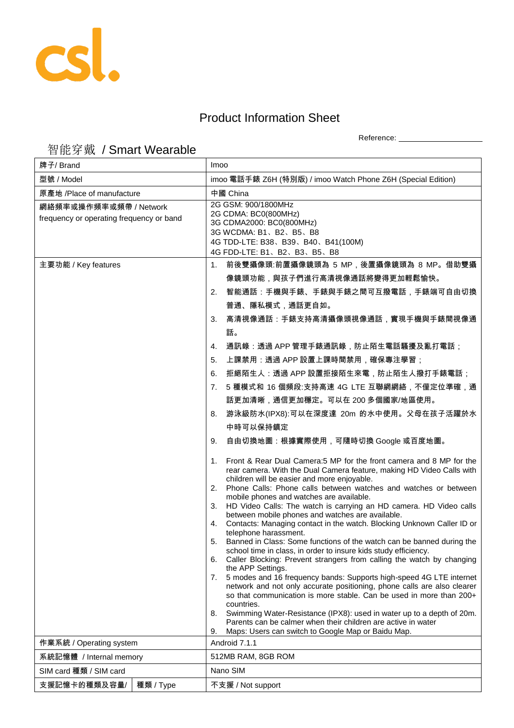csl.

# Product Information Sheet

Reference: ____________________

## 智能穿戴 / Smart Wearable

| 牌子/ Brand | | Imoo |
|---|---|---|
| 型號 / Model | | imoo 電話手錶 Z6H (特別版) / imoo Watch Phone Z6H (Special Edition) |
| 原產地 /Place of manufacture | | 中國 China |
| 網絡頻率或操作頻率或頻帶 / Network frequency or operating frequency or band | | 2G GSM: 900/1800MHz<br>2G CDMA: BC0(800MHz)<br>3G CDMA2000: BC0(800MHz)<br>3G WCDMA: B1、B2、B5、B8<br>4G TDD-LTE: B38、B39、B40、B41(100M)<br>4G FDD-LTE: B1、B2、B3、B5、B8 |
| 主要功能 / Key features | | 1. 前後雙攝像頭:前置攝像鏡頭為 5 MP，後置攝像鏡頭為 8 MP。借助雙攝像鏡頭功能，與孩子們進行高清視像通話將變得更加輕鬆愉快。<br>2. 智能通話：手機與手錶、手錶與手錶之間可互撥電話，手錶端可自由切換普通、隱私模式，通話更自如。<br>3. 高清視像通話：手錶支持高清攝像頭視像通話，實現手機與手錶間視像通話。<br>4. 通訊錄：透過 APP 管理手錶通訊錄，防止陌生電話騷擾及亂打電話；<br>5. 上課禁用：透過 APP 設置上課時間禁用，確保專注學習；<br>6. 拒絕陌生人：透過 APP 設置拒接陌生來電，防止陌生人撥打手錶電話；<br>7. 5 種模式和 16 個頻段:支持高速 4G LTE 互聯網網絡，不僅定位準確，通話更加清晰，通信更加穩定。可以在 200 多個國家/地區使用。<br>8. 游泳級防水(IPX8):可以在深度達 20m 的水中使用。父母在孩子活躍於水中時可以保持鎮定<br>9. 自由切換地圖：根據實際使用，可隨時切換 Google 或百度地圖。<br><br>1. Front & Rear Dual Camera:5 MP for the front camera and 8 MP for the rear camera. With the Dual Camera feature, making HD Video Calls with children will be easier and more enjoyable.<br>2. Phone Calls: Phone calls between watches and watches or between mobile phones and watches are available.<br>3. HD Video Calls: The watch is carrying an HD camera. HD Video calls between mobile phones and watches are available.<br>4. Contacts: Managing contact in the watch. Blocking Unknown Caller ID or telephone harassment.<br>5. Banned in Class: Some functions of the watch can be banned during the school time in class, in order to insure kids study efficiency.<br>6. Caller Blocking: Prevent strangers from calling the watch by changing the APP Settings.<br>7. 5 modes and 16 frequency bands: Supports high-speed 4G LTE internet network and not only accurate positioning, phone calls are also clearer so that communication is more stable. Can be used in more than 200+ countries.<br>8. Swimming Water-Resistance (IPX8): used in water up to a depth of 20m. Parents can be calmer when their children are active in water<br>9. Maps: Users can switch to Google Map or Baidu Map. |
| 作業系統 / Operating system | | Android 7.1.1 |
| 系統記憶體 / Internal memory | | 512MB RAM, 8GB ROM |
| SIM card 種類 / SIM card | | Nano SIM |
| 支援記憶卡的種類及容量/ | 種類 / Type | 不支援 / Not support |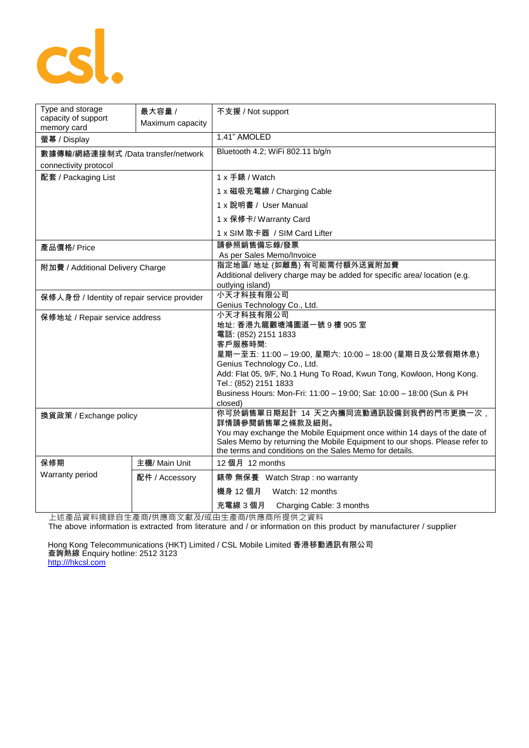| | | |
|---|---|---|
| Type and storage capacity of support memory card | 最大容量 / Maximum capacity | 不支援 / Not support |
| 螢幕 / Display | | 1.41" AMOLED |
| 數據傳輸/網絡連接制式 /Data transfer/network connectivity protocol | | Bluetooth 4.2; WiFi 802.11 b/g/n |
| 配套 / Packaging List | | 1 x 手錶 / Watch<br>1 x 磁吸充電線 / Charging Cable<br>1 x 說明書 / User Manual<br>1 x 保修卡/ Warranty Card<br>1 x SIM 取卡器 / SIM Card Lifter |
| 產品價格/ Price | | 請參照銷售備忘錄/發票<br>As per Sales Memo/Invoice |
| 附加費 / Additional Delivery Charge | | 指定地區/ 地址 (如離島) 有可能需付額外送貨附加費<br>Additional delivery charge may be added for specific area/ location (e.g. outlying island) |
| 保修人身份 / Identity of repair service provider | | 小天才科技有限公司<br>Genius Technology Co., Ltd. |
| 保修地址 / Repair service address | | 小天才科技有限公司<br>地址: 香港九龍觀塘鴻圖道一號 9 樓 905 室<br>電話: (852) 2151 1833<br>客戶服務時間:<br>星期一至五: 11:00 – 19:00, 星期六: 10:00 – 18:00 (星期日及公眾假期休息)<br>Genius Technology Co., Ltd.<br>Add: Flat 05, 9/F, No.1 Hung To Road, Kwun Tong, Kowloon, Hong Kong.<br>Tel.: (852) 2151 1833<br>Business Hours: Mon-Fri: 11:00 – 19:00; Sat: 10:00 – 18:00 (Sun & PH closed) |
| 換貨政策 / Exchange policy | | 你可於銷售單日期起計 14 天之內攜同流動通訊設備到我們的門市更換一次，詳情請參閱銷售單之條款及細則。<br>You may exchange the Mobile Equipment once within 14 days of the date of Sales Memo by returning the Mobile Equipment to our shops. Please refer to the terms and conditions on the Sales Memo for details. |
| 保修期 Warranty period | 主機/ Main Unit | 12 個月 12 months |
| | 配件 / Accessory | 錶帶 無保養 Watch Strap : no warranty<br>機身 12 個月 Watch: 12 months<br>充電線 3 個月 Charging Cable: 3 months |

上述產品資料摘錄自生產商/供應商文獻及/或由生產商/供應商所提供之資料
The above information is extracted from literature and / or information on this product by manufacturer / supplier

Hong Kong Telecommunications (HKT) Limited / CSL Mobile Limited 香港移動通訊有限公司
查詢熱線 Enquiry hotline: 2512 3123
http:///hkcsl.com